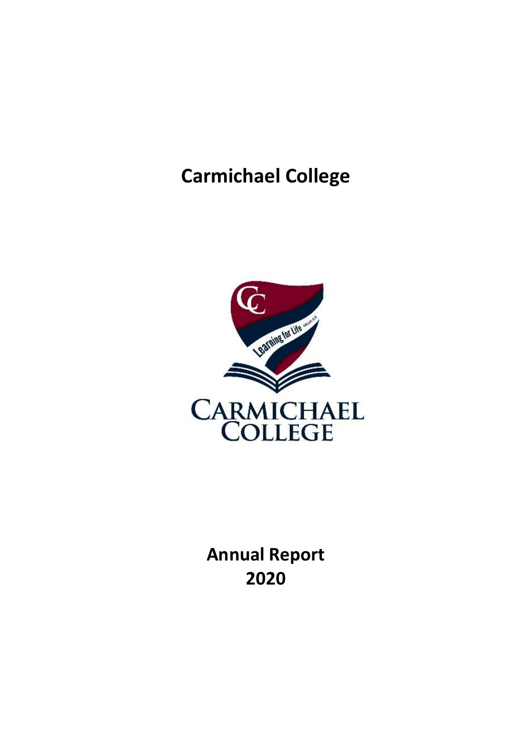# Carmichael College

# Annual Report 2020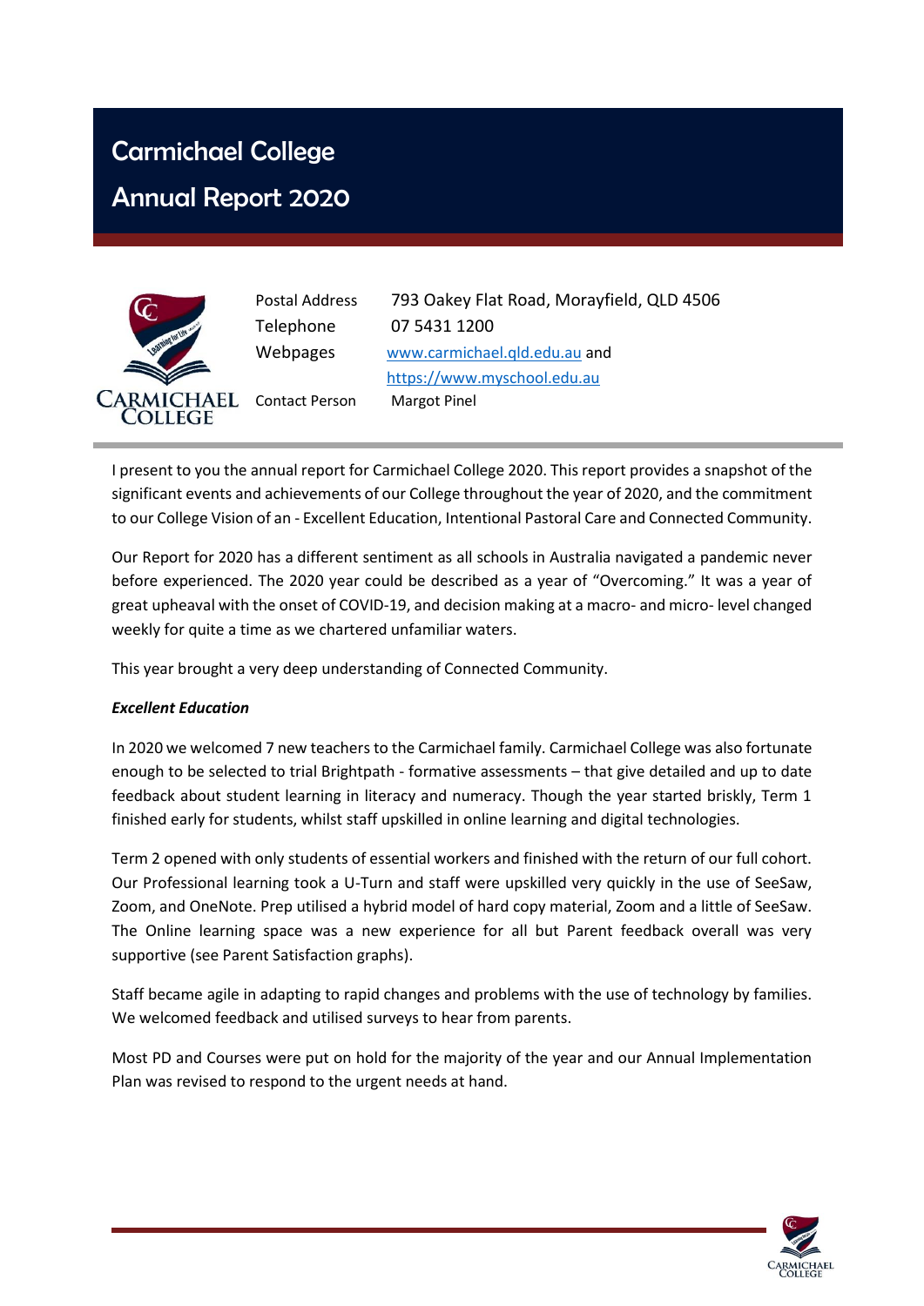# Carmichael College

# Annual Report 2020

| | |
|---|---|
| Postal Address | 793 Oakey Flat Road, Morayfield, QLD 4506 |
| Telephone | 07 5431 1200 |
| Webpages | www.carmichael.qld.edu.au and https://www.myschool.edu.au |
| Contact Person | Margot Pinel |

I present to you the annual report for Carmichael College 2020. This report provides a snapshot of the significant events and achievements of our College throughout the year of 2020, and the commitment to our College Vision of an - Excellent Education, Intentional Pastoral Care and Connected Community.

Our Report for 2020 has a different sentiment as all schools in Australia navigated a pandemic never before experienced. The 2020 year could be described as a year of "Overcoming." It was a year of great upheaval with the onset of COVID-19, and decision making at a macro- and micro- level changed weekly for quite a time as we chartered unfamiliar waters.

This year brought a very deep understanding of Connected Community.

***Excellent Education***

In 2020 we welcomed 7 new teachers to the Carmichael family. Carmichael College was also fortunate enough to be selected to trial Brightpath - formative assessments – that give detailed and up to date feedback about student learning in literacy and numeracy. Though the year started briskly, Term 1 finished early for students, whilst staff upskilled in online learning and digital technologies.

Term 2 opened with only students of essential workers and finished with the return of our full cohort. Our Professional learning took a U-Turn and staff were upskilled very quickly in the use of SeeSaw, Zoom, and OneNote. Prep utilised a hybrid model of hard copy material, Zoom and a little of SeeSaw. The Online learning space was a new experience for all but Parent feedback overall was very supportive (see Parent Satisfaction graphs).

Staff became agile in adapting to rapid changes and problems with the use of technology by families. We welcomed feedback and utilised surveys to hear from parents.

Most PD and Courses were put on hold for the majority of the year and our Annual Implementation Plan was revised to respond to the urgent needs at hand.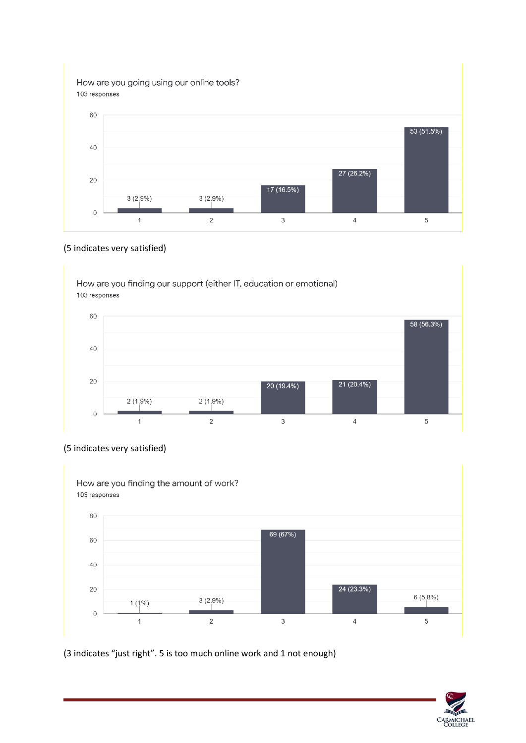**How are you going using our online tools?**
103 responses

| Rating | Responses |
|---|---|
| 1 | 3 (2.9%) |
| 2 | 3 (2.9%) |
| 3 | 17 (16.5%) |
| 4 | 27 (26.2%) |
| 5 | 53 (51.5%) |

(5 indicates very satisfied)

**How are you finding our support (either IT, education or emotional)**
103 responses

| Rating | Responses |
|---|---|
| 1 | 2 (1.9%) |
| 2 | 2 (1.9%) |
| 3 | 20 (19.4%) |
| 4 | 21 (20.4%) |
| 5 | 58 (56.3%) |

(5 indicates very satisfied)

**How are you finding the amount of work?**
103 responses

| Rating | Responses |
|---|---|
| 1 | 1 (1%) |
| 2 | 3 (2.9%) |
| 3 | 69 (67%) |
| 4 | 24 (23.3%) |
| 5 | 6 (5.8%) |

(3 indicates "just right". 5 is too much online work and 1 not enough)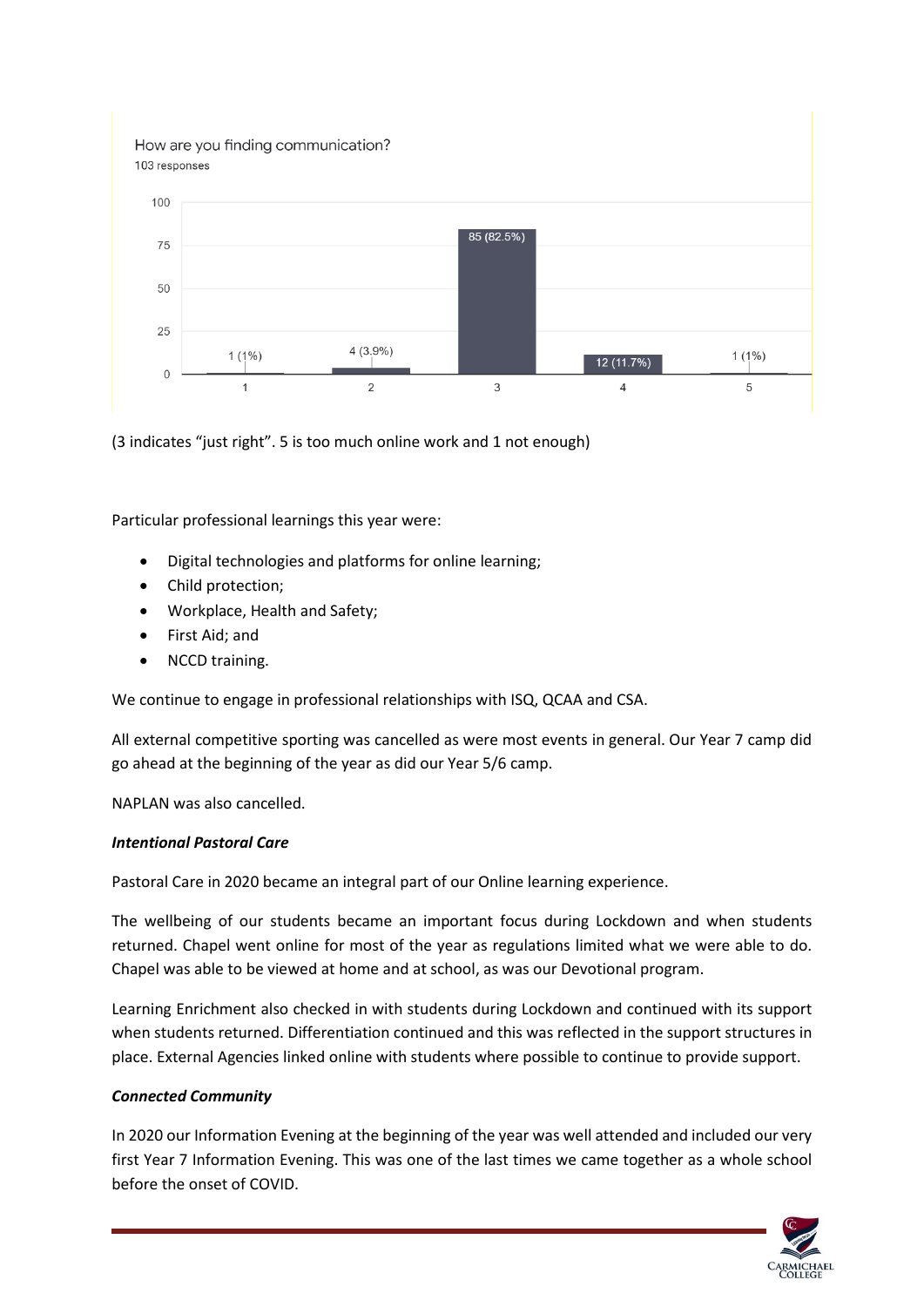How are you finding communication?
103 responses

| Rating | Responses |
|---|---|
| 1 | 1 (1%) |
| 2 | 4 (3.9%) |
| 3 | 85 (82.5%) |
| 4 | 12 (11.7%) |
| 5 | 1 (1%) |

(3 indicates "just right". 5 is too much online work and 1 not enough)

Particular professional learnings this year were:

- Digital technologies and platforms for online learning;
- Child protection;
- Workplace, Health and Safety;
- First Aid; and
- NCCD training.

We continue to engage in professional relationships with ISQ, QCAA and CSA.

All external competitive sporting was cancelled as were most events in general. Our Year 7 camp did go ahead at the beginning of the year as did our Year 5/6 camp.

NAPLAN was also cancelled.

***Intentional Pastoral Care***

Pastoral Care in 2020 became an integral part of our Online learning experience.

The wellbeing of our students became an important focus during Lockdown and when students returned. Chapel went online for most of the year as regulations limited what we were able to do. Chapel was able to be viewed at home and at school, as was our Devotional program.

Learning Enrichment also checked in with students during Lockdown and continued with its support when students returned. Differentiation continued and this was reflected in the support structures in place. External Agencies linked online with students where possible to continue to provide support.

***Connected Community***

In 2020 our Information Evening at the beginning of the year was well attended and included our very first Year 7 Information Evening. This was one of the last times we came together as a whole school before the onset of COVID.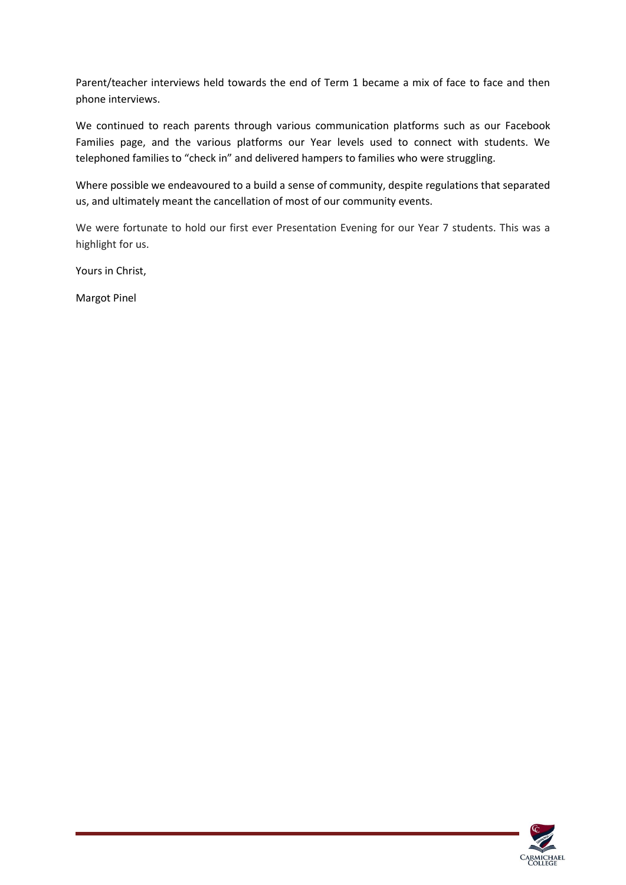Parent/teacher interviews held towards the end of Term 1 became a mix of face to face and then phone interviews.

We continued to reach parents through various communication platforms such as our Facebook Families page, and the various platforms our Year levels used to connect with students. We telephoned families to "check in" and delivered hampers to families who were struggling.

Where possible we endeavoured to a build a sense of community, despite regulations that separated us, and ultimately meant the cancellation of most of our community events.

We were fortunate to hold our first ever Presentation Evening for our Year 7 students. This was a highlight for us.

Yours in Christ,

Margot Pinel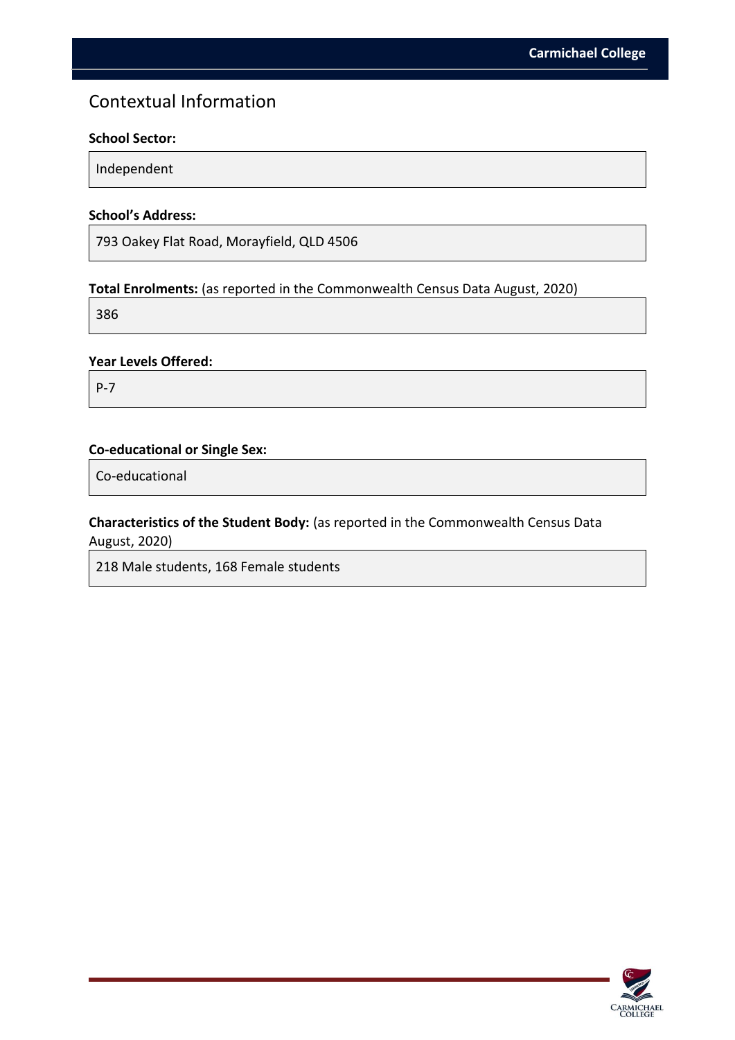# Contextual Information

**School Sector:**

Independent

**School's Address:**

793 Oakey Flat Road, Morayfield, QLD 4506

**Total Enrolments:** (as reported in the Commonwealth Census Data August, 2020)

386

**Year Levels Offered:**

P-7

**Co-educational or Single Sex:**

Co-educational

**Characteristics of the Student Body:** (as reported in the Commonwealth Census Data August, 2020)

218 Male students, 168 Female students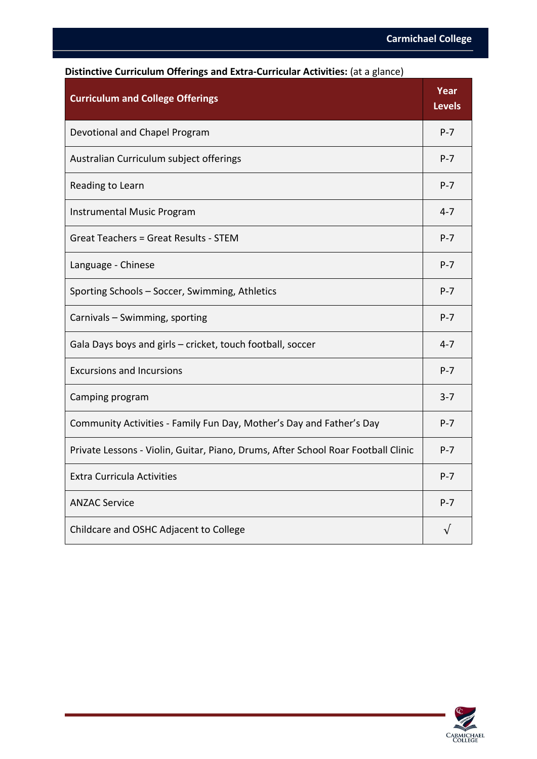**Distinctive Curriculum Offerings and Extra-Curricular Activities:** (at a glance)

| Curriculum and College Offerings | Year Levels |
|---|---|
| Devotional and Chapel Program | P-7 |
| Australian Curriculum subject offerings | P-7 |
| Reading to Learn | P-7 |
| Instrumental Music Program | 4-7 |
| Great Teachers = Great Results - STEM | P-7 |
| Language - Chinese | P-7 |
| Sporting Schools – Soccer, Swimming, Athletics | P-7 |
| Carnivals – Swimming, sporting | P-7 |
| Gala Days boys and girls – cricket, touch football, soccer | 4-7 |
| Excursions and Incursions | P-7 |
| Camping program | 3-7 |
| Community Activities - Family Fun Day, Mother's Day and Father's Day | P-7 |
| Private Lessons - Violin, Guitar, Piano, Drums, After School Roar Football Clinic | P-7 |
| Extra Curricula Activities | P-7 |
| ANZAC Service | P-7 |
| Childcare and OSHC Adjacent to College | √ |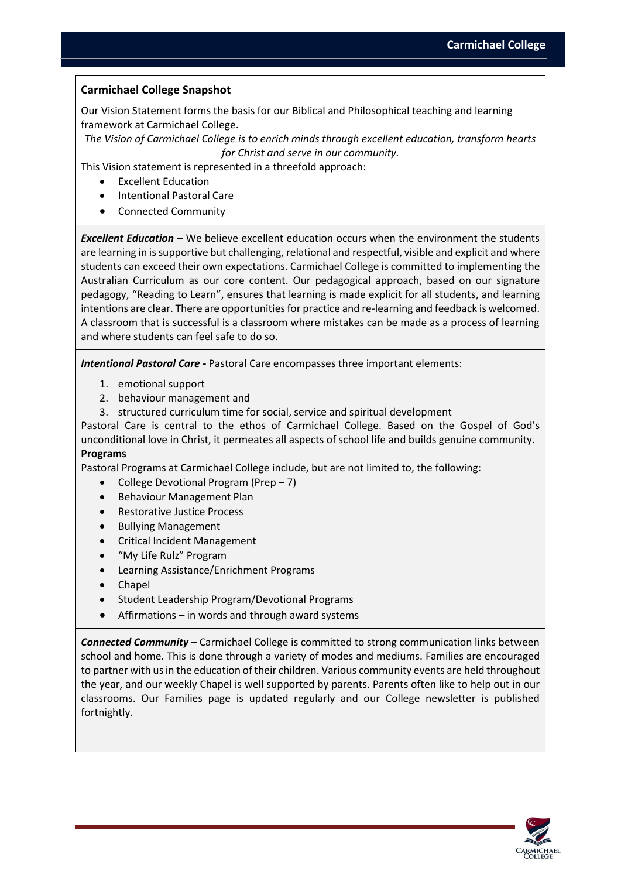## Carmichael College Snapshot

Our Vision Statement forms the basis for our Biblical and Philosophical teaching and learning framework at Carmichael College.

*The Vision of Carmichael College is to enrich minds through excellent education, transform hearts for Christ and serve in our community.*

This Vision statement is represented in a threefold approach:

- Excellent Education
- Intentional Pastoral Care
- Connected Community

***Excellent Education*** – We believe excellent education occurs when the environment the students are learning in is supportive but challenging, relational and respectful, visible and explicit and where students can exceed their own expectations. Carmichael College is committed to implementing the Australian Curriculum as our core content. Our pedagogical approach, based on our signature pedagogy, "Reading to Learn", ensures that learning is made explicit for all students, and learning intentions are clear. There are opportunities for practice and re-learning and feedback is welcomed. A classroom that is successful is a classroom where mistakes can be made as a process of learning and where students can feel safe to do so.

***Intentional Pastoral Care -*** Pastoral Care encompasses three important elements:

1. emotional support
2. behaviour management and
3. structured curriculum time for social, service and spiritual development

Pastoral Care is central to the ethos of Carmichael College. Based on the Gospel of God's unconditional love in Christ, it permeates all aspects of school life and builds genuine community.

**Programs**

Pastoral Programs at Carmichael College include, but are not limited to, the following:

- College Devotional Program (Prep – 7)
- Behaviour Management Plan
- Restorative Justice Process
- Bullying Management
- Critical Incident Management
- "My Life Rulz" Program
- Learning Assistance/Enrichment Programs
- Chapel
- Student Leadership Program/Devotional Programs
- Affirmations – in words and through award systems

***Connected Community*** – Carmichael College is committed to strong communication links between school and home. This is done through a variety of modes and mediums. Families are encouraged to partner with us in the education of their children. Various community events are held throughout the year, and our weekly Chapel is well supported by parents. Parents often like to help out in our classrooms. Our Families page is updated regularly and our College newsletter is published fortnightly.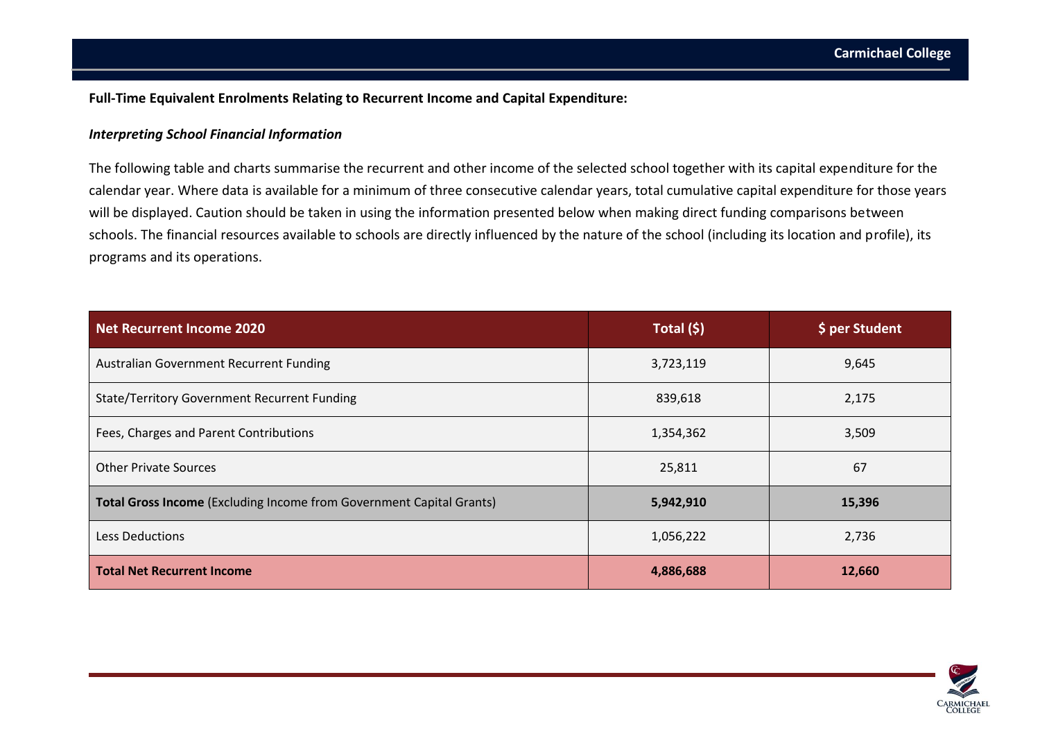**Full-Time Equivalent Enrolments Relating to Recurrent Income and Capital Expenditure:**

***Interpreting School Financial Information***

The following table and charts summarise the recurrent and other income of the selected school together with its capital expenditure for the calendar year. Where data is available for a minimum of three consecutive calendar years, total cumulative capital expenditure for those years will be displayed. Caution should be taken in using the information presented below when making direct funding comparisons between schools. The financial resources available to schools are directly influenced by the nature of the school (including its location and profile), its programs and its operations.

| Net Recurrent Income 2020 | Total ($) | $ per Student |
| --- | --- | --- |
| Australian Government Recurrent Funding | 3,723,119 | 9,645 |
| State/Territory Government Recurrent Funding | 839,618 | 2,175 |
| Fees, Charges and Parent Contributions | 1,354,362 | 3,509 |
| Other Private Sources | 25,811 | 67 |
| **Total Gross Income** (Excluding Income from Government Capital Grants) | **5,942,910** | **15,396** |
| Less Deductions | 1,056,222 | 2,736 |
| **Total Net Recurrent Income** | **4,886,688** | **12,660** |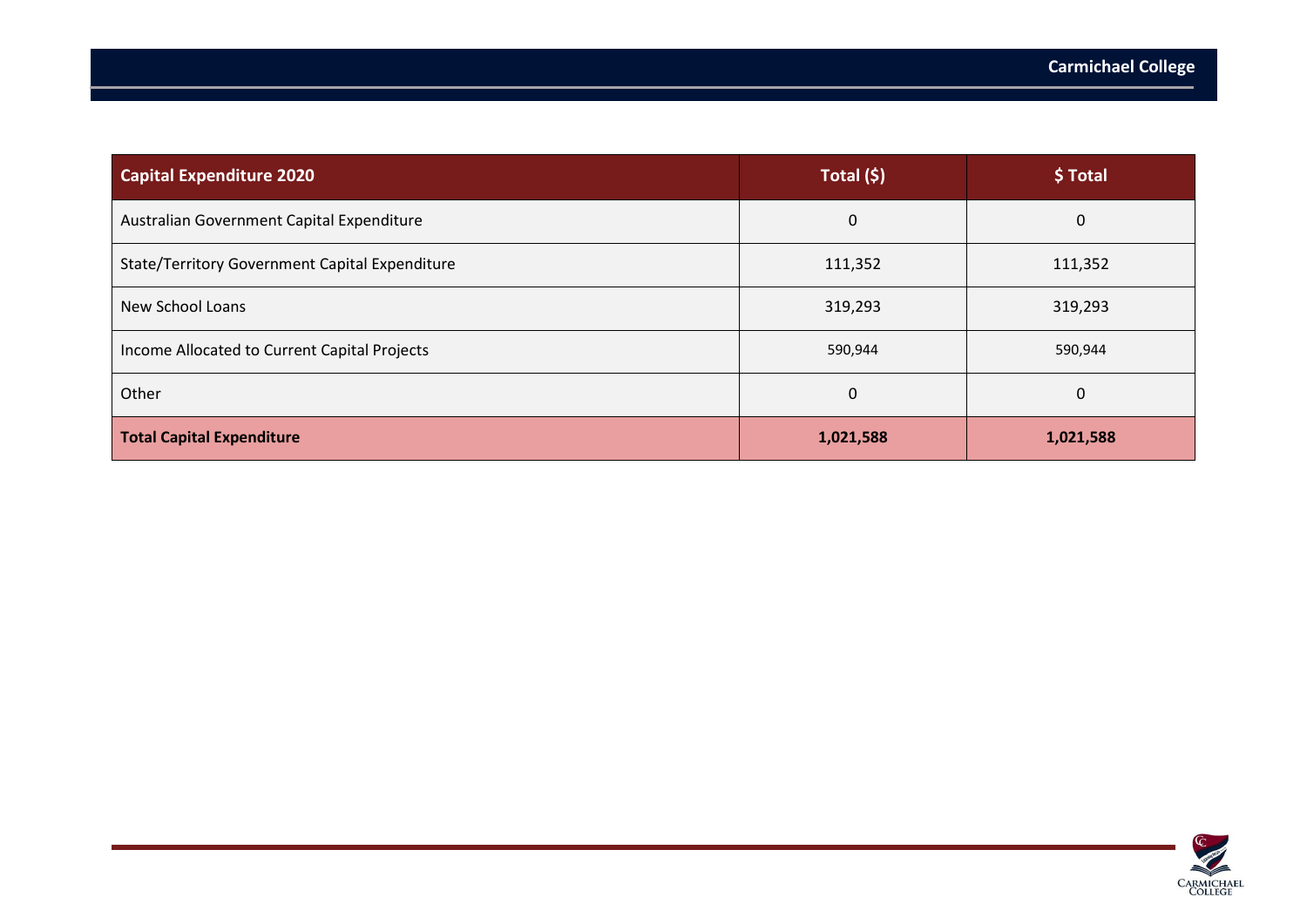| Capital Expenditure 2020 | Total ($) | $ Total |
| --- | --- | --- |
| Australian Government Capital Expenditure | 0 | 0 |
| State/Territory Government Capital Expenditure | 111,352 | 111,352 |
| New School Loans | 319,293 | 319,293 |
| Income Allocated to Current Capital Projects | 590,944 | 590,944 |
| Other | 0 | 0 |
| **Total Capital Expenditure** | **1,021,588** | **1,021,588** |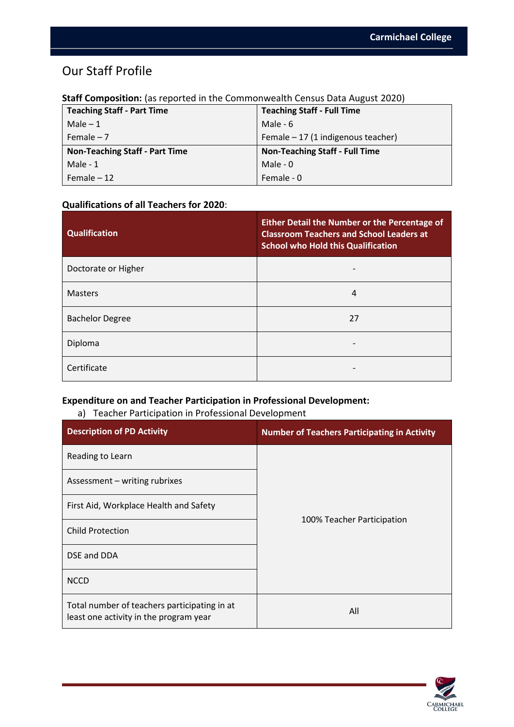# Our Staff Profile

**Staff Composition:** (as reported in the Commonwealth Census Data August 2020)

| **Teaching Staff - Part Time** | **Teaching Staff - Full Time** |
|---|---|
| Male – 1 | Male - 6 |
| Female – 7 | Female – 17 (1 indigenous teacher) |
| **Non-Teaching Staff - Part Time** | **Non-Teaching Staff - Full Time** |
| Male - 1 | Male - 0 |
| Female – 12 | Female - 0 |

**Qualifications of all Teachers for 2020**:

| Qualification | Either Detail the Number or the Percentage of Classroom Teachers and School Leaders at School who Hold this Qualification |
|---|---|
| Doctorate or Higher | - |
| Masters | 4 |
| Bachelor Degree | 27 |
| Diploma | - |
| Certificate | - |

**Expenditure on and Teacher Participation in Professional Development:**

a) Teacher Participation in Professional Development

| Description of PD Activity | Number of Teachers Participating in Activity |
|---|---|
| Reading to Learn | 100% Teacher Participation |
| Assessment – writing rubrixes | |
| First Aid, Workplace Health and Safety | |
| Child Protection | |
| DSE and DDA | |
| NCCD | |
| Total number of teachers participating in at least one activity in the program year | All |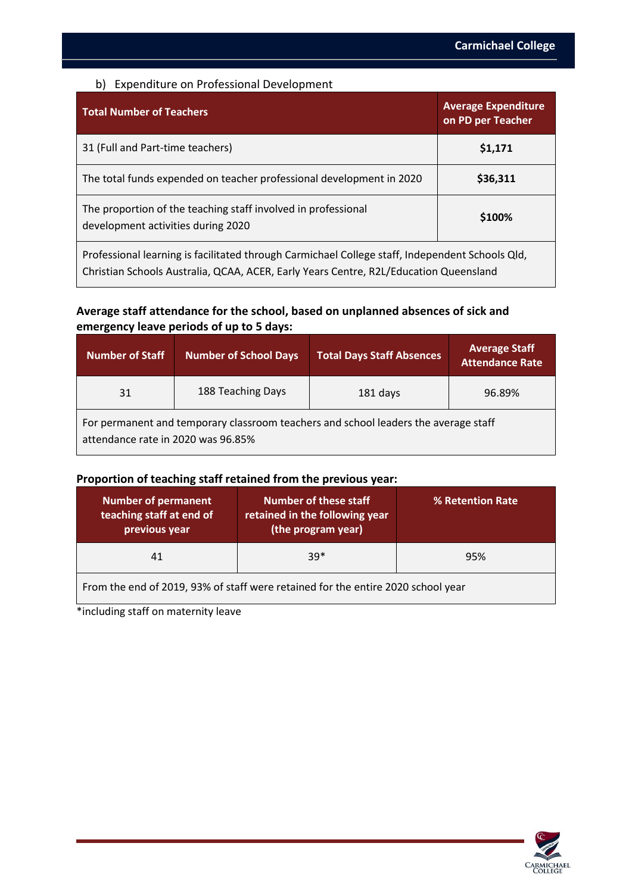b) Expenditure on Professional Development

| Total Number of Teachers | Average Expenditure on PD per Teacher |
|---|---|
| 31 (Full and Part-time teachers) | **$1,171** |
| The total funds expended on teacher professional development in 2020 | **$36,311** |
| The proportion of the teaching staff involved in professional development activities during 2020 | **$100%** |
| Professional learning is facilitated through Carmichael College staff, Independent Schools Qld, Christian Schools Australia, QCAA, ACER, Early Years Centre, R2L/Education Queensland | |

**Average staff attendance for the school, based on unplanned absences of sick and emergency leave periods of up to 5 days:**

| Number of Staff | Number of School Days | Total Days Staff Absences | Average Staff Attendance Rate |
|---|---|---|---|
| 31 | 188 Teaching Days | 181 days | 96.89% |
| For permanent and temporary classroom teachers and school leaders the average staff attendance rate in 2020 was 96.85% | | | |

**Proportion of teaching staff retained from the previous year:**

| Number of permanent teaching staff at end of previous year | Number of these staff retained in the following year (the program year) | % Retention Rate |
|---|---|---|
| 41 | 39* | 95% |
| From the end of 2019, 93% of staff were retained for the entire 2020 school year | | |

*including staff on maternity leave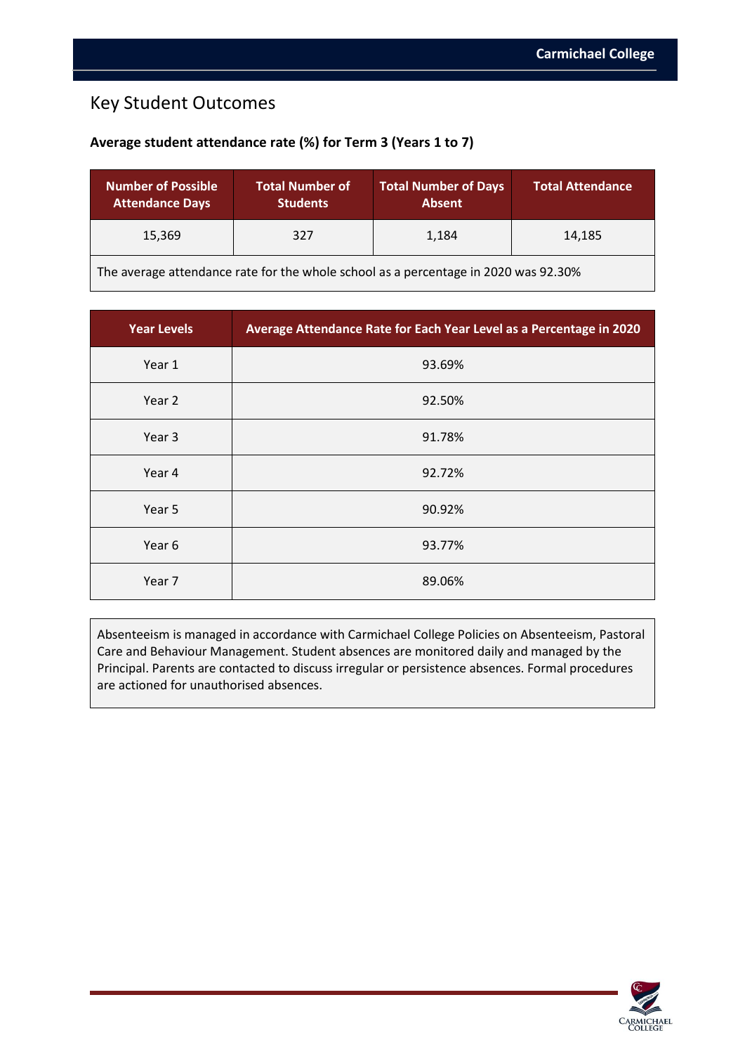## Key Student Outcomes

**Average student attendance rate (%) for Term 3 (Years 1 to 7)**

| Number of Possible Attendance Days | Total Number of Students | Total Number of Days Absent | Total Attendance |
|---|---|---|---|
| 15,369 | 327 | 1,184 | 14,185 |
| The average attendance rate for the whole school as a percentage in 2020 was 92.30% | | | |

| Year Levels | Average Attendance Rate for Each Year Level as a Percentage in 2020 |
|---|---|
| Year 1 | 93.69% |
| Year 2 | 92.50% |
| Year 3 | 91.78% |
| Year 4 | 92.72% |
| Year 5 | 90.92% |
| Year 6 | 93.77% |
| Year 7 | 89.06% |

Absenteeism is managed in accordance with Carmichael College Policies on Absenteeism, Pastoral Care and Behaviour Management. Student absences are monitored daily and managed by the Principal. Parents are contacted to discuss irregular or persistence absences. Formal procedures are actioned for unauthorised absences.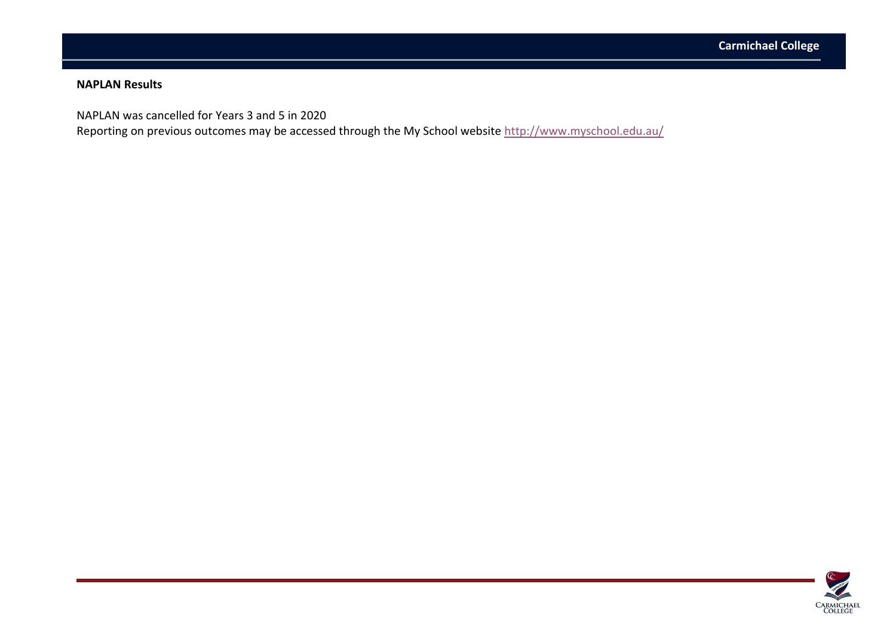**NAPLAN Results**

NAPLAN was cancelled for Years 3 and 5 in 2020
Reporting on previous outcomes may be accessed through the My School website http://www.myschool.edu.au/